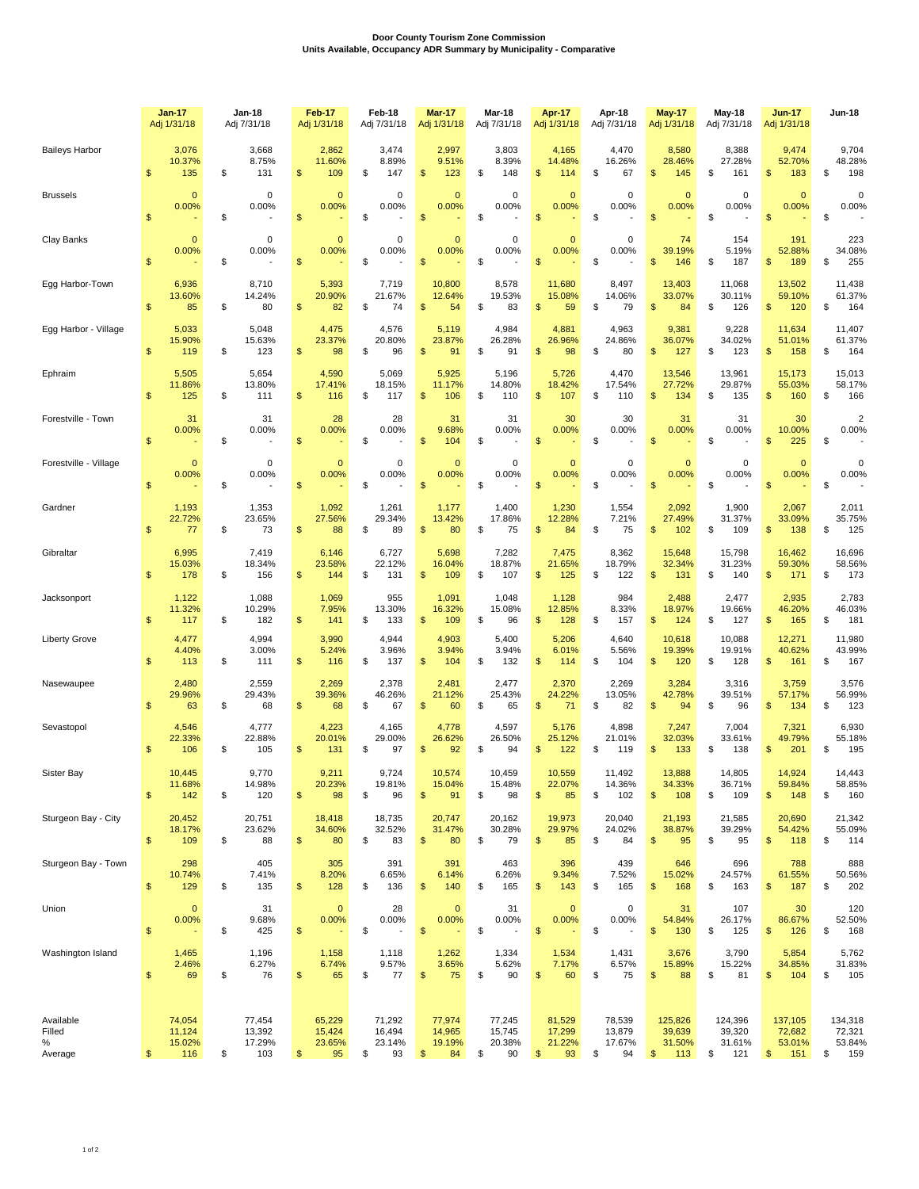**Door County Tourism Zone Commission**
**Units Available, Occupancy ADR Summary by Municipality - Comparative**

| | Jan-17 Adj 1/31/18 | Jan-18 Adj 7/31/18 | Feb-17 Adj 1/31/18 | Feb-18 Adj 7/31/18 | Mar-17 Adj 1/31/18 | Mar-18 Adj 7/31/18 | Apr-17 Adj 1/31/18 | Apr-18 Adj 7/31/18 | May-17 Adj 1/31/18 | May-18 Adj 7/31/18 | Jun-17 Adj 1/31/18 | Jun-18 |
|---|---|---|---|---|---|---|---|---|---|---|---|---|
| Baileys Harbor | 3,076 | 3,668 | 2,862 | 3,474 | 2,997 | 3,803 | 4,165 | 4,470 | 8,580 | 8,388 | 9,474 | 9,704 |
| | 10.37% | 8.75% | 11.60% | 8.89% | 9.51% | 8.39% | 14.48% | 16.26% | 28.46% | 27.28% | 52.70% | 48.28% |
| | $ 135 | $ 131 | $ 109 | $ 147 | $ 123 | $ 148 | $ 114 | $ 67 | $ 145 | $ 161 | $ 183 | $ 198 |
| Brussels | 0 | 0 | 0 | 0 | 0 | 0 | 0 | 0 | 0 | 0 | 0 | 0 |
| | 0.00% | 0.00% | 0.00% | 0.00% | 0.00% | 0.00% | 0.00% | 0.00% | 0.00% | 0.00% | 0.00% | 0.00% |
| | $ - | $ - | $ - | $ - | $ - | $ - | $ - | $ - | $ - | $ - | $ - | $ - |
| Clay Banks | 0 | 0 | 0 | 0 | 0 | 0 | 0 | 0 | 74 | 154 | 191 | 223 |
| | 0.00% | 0.00% | 0.00% | 0.00% | 0.00% | 0.00% | 0.00% | 0.00% | 39.19% | 5.19% | 52.88% | 34.08% |
| | $ - | $ - | $ - | $ - | $ - | $ - | $ - | $ - | $ 146 | $ 187 | $ 189 | $ 255 |
| Egg Harbor-Town | 6,936 | 8,710 | 5,393 | 7,719 | 10,800 | 8,578 | 11,680 | 8,497 | 13,403 | 11,068 | 13,502 | 11,438 |
| | 13.60% | 14.24% | 20.90% | 21.67% | 12.64% | 19.53% | 15.08% | 14.06% | 33.07% | 30.11% | 59.10% | 61.37% |
| | $ 85 | $ 80 | $ 82 | $ 74 | $ 54 | $ 83 | $ 59 | $ 79 | $ 84 | $ 126 | $ 120 | $ 164 |
| Egg Harbor - Village | 5,033 | 5,048 | 4,475 | 4,576 | 5,119 | 4,984 | 4,881 | 4,963 | 9,381 | 9,228 | 11,634 | 11,407 |
| | 15.90% | 15.63% | 23.37% | 20.80% | 23.87% | 26.28% | 26.96% | 24.86% | 36.07% | 34.02% | 51.01% | 61.37% |
| | $ 119 | $ 123 | $ 98 | $ 96 | $ 91 | $ 91 | $ 98 | $ 80 | $ 127 | $ 123 | $ 158 | $ 164 |
| Ephraim | 5,505 | 5,654 | 4,590 | 5,069 | 5,925 | 5,196 | 5,726 | 4,470 | 13,546 | 13,961 | 15,173 | 15,013 |
| | 11.86% | 13.80% | 17.41% | 18.15% | 11.17% | 14.80% | 18.42% | 17.54% | 27.72% | 29.87% | 55.03% | 58.17% |
| | $ 125 | $ 111 | $ 116 | $ 117 | $ 106 | $ 110 | $ 107 | $ 110 | $ 134 | $ 135 | $ 160 | $ 166 |
| Forestville - Town | 31 | 31 | 28 | 28 | 31 | 31 | 30 | 30 | 31 | 31 | 30 | 2 |
| | 0.00% | 0.00% | 0.00% | 0.00% | 9.68% | 0.00% | 0.00% | 0.00% | 0.00% | 0.00% | 10.00% | 0.00% |
| | $ - | $ - | $ - | $ - | $ 104 | $ - | $ - | $ - | $ - | $ - | $ 225 | $ - |
| Forestville - Village | 0 | 0 | 0 | 0 | 0 | 0 | 0 | 0 | 0 | 0 | 0 | 0 |
| | 0.00% | 0.00% | 0.00% | 0.00% | 0.00% | 0.00% | 0.00% | 0.00% | 0.00% | 0.00% | 0.00% | 0.00% |
| | $ - | $ - | $ - | $ - | $ - | $ - | $ - | $ - | $ - | $ - | $ - | $ - |
| Gardner | 1,193 | 1,353 | 1,092 | 1,261 | 1,177 | 1,400 | 1,230 | 1,554 | 2,092 | 1,900 | 2,067 | 2,011 |
| | 22.72% | 23.65% | 27.56% | 29.34% | 13.42% | 17.86% | 12.28% | 7.21% | 27.49% | 31.37% | 33.09% | 35.75% |
| | $ 77 | $ 73 | $ 88 | $ 89 | $ 80 | $ 75 | $ 84 | $ 75 | $ 102 | $ 109 | $ 138 | $ 125 |
| Gibraltar | 6,995 | 7,419 | 6,146 | 6,727 | 5,698 | 7,282 | 7,475 | 8,362 | 15,648 | 15,798 | 16,462 | 16,696 |
| | 15.03% | 18.34% | 23.58% | 22.12% | 16.04% | 18.87% | 21.65% | 18.79% | 32.34% | 31.23% | 59.30% | 58.56% |
| | $ 178 | $ 156 | $ 144 | $ 131 | $ 109 | $ 107 | $ 125 | $ 122 | $ 131 | $ 140 | $ 171 | $ 173 |
| Jacksonport | 1,122 | 1,088 | 1,069 | 955 | 1,091 | 1,048 | 1,128 | 984 | 2,488 | 2,477 | 2,935 | 2,783 |
| | 11.32% | 10.29% | 7.95% | 13.30% | 16.32% | 15.08% | 12.85% | 8.33% | 18.97% | 19.66% | 46.20% | 46.03% |
| | $ 117 | $ 182 | $ 141 | $ 133 | $ 109 | $ 96 | $ 128 | $ 157 | $ 124 | $ 127 | $ 165 | $ 181 |
| Liberty Grove | 4,477 | 4,994 | 3,990 | 4,944 | 4,903 | 5,400 | 5,206 | 4,640 | 10,618 | 10,088 | 12,271 | 11,980 |
| | 4.40% | 3.00% | 5.24% | 3.96% | 3.94% | 3.94% | 6.01% | 5.56% | 19.39% | 19.91% | 40.62% | 43.99% |
| | $ 113 | $ 111 | $ 116 | $ 137 | $ 104 | $ 132 | $ 114 | $ 104 | $ 120 | $ 128 | $ 161 | $ 167 |
| Nasewaupee | 2,480 | 2,559 | 2,269 | 2,378 | 2,481 | 2,477 | 2,370 | 2,269 | 3,284 | 3,316 | 3,759 | 3,576 |
| | 29.96% | 29.43% | 39.36% | 46.26% | 21.12% | 25.43% | 24.22% | 13.05% | 42.78% | 39.51% | 57.17% | 56.99% |
| | $ 63 | $ 68 | $ 68 | $ 67 | $ 60 | $ 65 | $ 71 | $ 82 | $ 94 | $ 96 | $ 134 | $ 123 |
| Sevastopol | 4,546 | 4,777 | 4,223 | 4,165 | 4,778 | 4,597 | 5,176 | 4,898 | 7,247 | 7,004 | 7,321 | 6,930 |
| | 22.33% | 22.88% | 20.01% | 29.00% | 26.62% | 26.50% | 25.12% | 21.01% | 32.03% | 33.61% | 49.79% | 55.18% |
| | $ 106 | $ 105 | $ 131 | $ 97 | $ 92 | $ 94 | $ 122 | $ 119 | $ 133 | $ 138 | $ 201 | $ 195 |
| Sister Bay | 10,445 | 9,770 | 9,211 | 9,724 | 10,574 | 10,459 | 10,559 | 11,492 | 13,888 | 14,805 | 14,924 | 14,443 |
| | 11.68% | 14.98% | 20.23% | 19.81% | 15.04% | 15.48% | 22.07% | 14.36% | 34.33% | 36.71% | 59.84% | 58.85% |
| | $ 142 | $ 120 | $ 98 | $ 96 | $ 91 | $ 98 | $ 85 | $ 102 | $ 108 | $ 109 | $ 148 | $ 160 |
| Sturgeon Bay - City | 20,452 | 20,751 | 18,418 | 18,735 | 20,747 | 20,162 | 19,973 | 20,040 | 21,193 | 21,585 | 20,690 | 21,342 |
| | 18.17% | 23.62% | 34.60% | 32.52% | 31.47% | 30.28% | 29.97% | 24.02% | 38.87% | 39.29% | 54.42% | 55.09% |
| | $ 109 | $ 88 | $ 80 | $ 83 | $ 80 | $ 79 | $ 85 | $ 84 | $ 95 | $ 95 | $ 118 | $ 114 |
| Sturgeon Bay - Town | 298 | 405 | 305 | 391 | 391 | 463 | 396 | 439 | 646 | 696 | 788 | 888 |
| | 10.74% | 7.41% | 8.20% | 6.65% | 6.14% | 6.26% | 9.34% | 7.52% | 15.02% | 24.57% | 61.55% | 50.56% |
| | $ 129 | $ 135 | $ 128 | $ 136 | $ 140 | $ 165 | $ 143 | $ 165 | $ 168 | $ 163 | $ 187 | $ 202 |
| Union | 0 | 31 | 0 | 28 | 0 | 31 | 0 | 0 | 31 | 107 | 30 | 120 |
| | 0.00% | 9.68% | 0.00% | 0.00% | 0.00% | 0.00% | 0.00% | 0.00% | 54.84% | 26.17% | 86.67% | 52.50% |
| | $ - | $ 425 | $ - | $ - | $ - | $ - | $ - | $ - | $ 130 | $ 125 | $ 126 | $ 168 |
| Washington Island | 1,465 | 1,196 | 1,158 | 1,118 | 1,262 | 1,334 | 1,534 | 1,431 | 3,676 | 3,790 | 5,854 | 5,762 |
| | 2.46% | 6.27% | 6.74% | 9.57% | 3.65% | 5.62% | 7.17% | 6.57% | 15.89% | 15.22% | 34.85% | 31.83% |
| | $ 69 | $ 76 | $ 65 | $ 77 | $ 75 | $ 90 | $ 60 | $ 75 | $ 88 | $ 81 | $ 104 | $ 105 |
| Available | 74,054 | 77,454 | 65,229 | 71,292 | 77,974 | 77,245 | 81,529 | 78,539 | 125,826 | 124,396 | 137,105 | 134,318 |
| Filled | 11,124 | 13,392 | 15,424 | 16,494 | 14,965 | 15,745 | 17,299 | 13,879 | 39,639 | 39,320 | 72,682 | 72,321 |
| % | 15.02% | 17.29% | 23.65% | 23.14% | 19.19% | 20.38% | 21.22% | 17.67% | 31.50% | 31.61% | 53.01% | 53.84% |
| Average | $ 116 | $ 103 | $ 95 | $ 93 | $ 84 | $ 90 | $ 93 | $ 94 | $ 113 | $ 121 | $ 151 | $ 159 |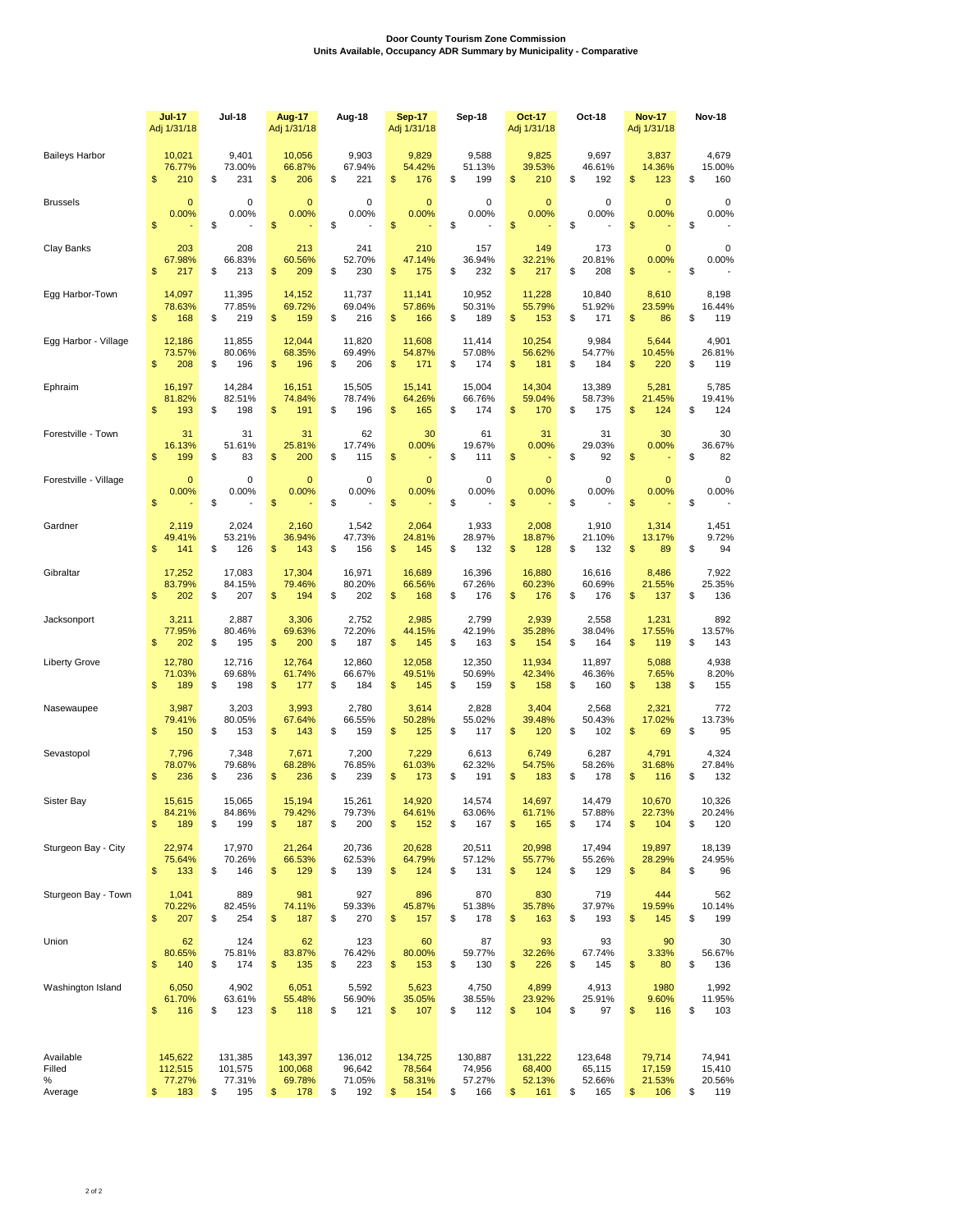**Door County Tourism Zone Commission**
**Units Available, Occupancy ADR Summary by Municipality - Comparative**

| | Jul-17 Adj 1/31/18 | Jul-18 | Aug-17 Adj 1/31/18 | Aug-18 | Sep-17 Adj 1/31/18 | Sep-18 | Oct-17 Adj 1/31/18 | Oct-18 | Nov-17 Adj 1/31/18 | Nov-18 |
|---|---|---|---|---|---|---|---|---|---|---|
| Baileys Harbor | 10,021 | 9,401 | 10,056 | 9,903 | 9,829 | 9,588 | 9,825 | 9,697 | 3,837 | 4,679 |
| | 76.77% | 73.00% | 66.87% | 67.94% | 54.42% | 51.13% | 39.53% | 46.61% | 14.36% | 15.00% |
| | $ 210 | $ 231 | $ 206 | $ 221 | $ 176 | $ 199 | $ 210 | $ 192 | $ 123 | $ 160 |
| Brussels | 0 | 0 | 0 | 0 | 0 | 0 | 0 | 0 | 0 | 0 |
| | 0.00% | 0.00% | 0.00% | 0.00% | 0.00% | 0.00% | 0.00% | 0.00% | 0.00% | 0.00% |
| | $ - | $ - | $ - | $ - | $ - | $ - | $ - | $ - | $ - | $ - |
| Clay Banks | 203 | 208 | 213 | 241 | 210 | 157 | 149 | 173 | 0 | 0 |
| | 67.98% | 66.83% | 60.56% | 52.70% | 47.14% | 36.94% | 32.21% | 20.81% | 0.00% | 0.00% |
| | $ 217 | $ 213 | $ 209 | $ 230 | $ 175 | $ 232 | $ 217 | $ 208 | $ - | $ - |
| Egg Harbor-Town | 14,097 | 11,395 | 14,152 | 11,737 | 11,141 | 10,952 | 11,228 | 10,840 | 8,610 | 8,198 |
| | 78.63% | 77.85% | 69.72% | 69.04% | 57.86% | 50.31% | 55.79% | 51.92% | 23.59% | 16.44% |
| | $ 168 | $ 219 | $ 159 | $ 216 | $ 166 | $ 189 | $ 153 | $ 171 | $ 86 | $ 119 |
| Egg Harbor - Village | 12,186 | 11,855 | 12,044 | 11,820 | 11,608 | 11,414 | 10,254 | 9,984 | 5,644 | 4,901 |
| | 73.57% | 80.06% | 68.35% | 69.49% | 54.87% | 57.08% | 56.62% | 54.77% | 10.45% | 26.81% |
| | $ 208 | $ 196 | $ 196 | $ 206 | $ 171 | $ 174 | $ 181 | $ 184 | $ 220 | $ 119 |
| Ephraim | 16,197 | 14,284 | 16,151 | 15,505 | 15,141 | 15,004 | 14,304 | 13,389 | 5,281 | 5,785 |
| | 81.82% | 82.51% | 74.84% | 78.74% | 64.26% | 66.76% | 59.04% | 58.73% | 21.45% | 19.41% |
| | $ 193 | $ 198 | $ 191 | $ 196 | $ 165 | $ 174 | $ 170 | $ 175 | $ 124 | $ 124 |
| Forestville - Town | 31 | 31 | 31 | 62 | 30 | 61 | 31 | 31 | 30 | 30 |
| | 16.13% | 51.61% | 25.81% | 17.74% | 0.00% | 19.67% | 0.00% | 29.03% | 0.00% | 36.67% |
| | $ 199 | $ 83 | $ 200 | $ 115 | $ - | $ 111 | $ - | $ 92 | $ - | $ 82 |
| Forestville - Village | 0 | 0 | 0 | 0 | 0 | 0 | 0 | 0 | 0 | 0 |
| | 0.00% | 0.00% | 0.00% | 0.00% | 0.00% | 0.00% | 0.00% | 0.00% | 0.00% | 0.00% |
| | $ - | $ - | $ - | $ - | $ - | $ - | $ - | $ - | $ - | $ - |
| Gardner | 2,119 | 2,024 | 2,160 | 1,542 | 2,064 | 1,933 | 2,008 | 1,910 | 1,314 | 1,451 |
| | 49.41% | 53.21% | 36.94% | 47.73% | 24.81% | 28.97% | 18.87% | 21.10% | 13.17% | 9.72% |
| | $ 141 | $ 126 | $ 143 | $ 156 | $ 145 | $ 132 | $ 128 | $ 132 | $ 89 | $ 94 |
| Gibraltar | 17,252 | 17,083 | 17,304 | 16,971 | 16,689 | 16,396 | 16,880 | 16,616 | 8,486 | 7,922 |
| | 83.79% | 84.15% | 79.46% | 80.20% | 66.56% | 67.26% | 60.23% | 60.69% | 21.55% | 25.35% |
| | $ 202 | $ 207 | $ 194 | $ 202 | $ 168 | $ 176 | $ 176 | $ 176 | $ 137 | $ 136 |
| Jacksonport | 3,211 | 2,887 | 3,306 | 2,752 | 2,985 | 2,799 | 2,939 | 2,558 | 1,231 | 892 |
| | 77.95% | 80.46% | 69.63% | 72.20% | 44.15% | 42.19% | 35.28% | 38.04% | 17.55% | 13.57% |
| | $ 202 | $ 195 | $ 200 | $ 187 | $ 145 | $ 163 | $ 154 | $ 164 | $ 119 | $ 143 |
| Liberty Grove | 12,780 | 12,716 | 12,764 | 12,860 | 12,058 | 12,350 | 11,934 | 11,897 | 5,088 | 4,938 |
| | 71.03% | 69.68% | 61.74% | 66.67% | 49.51% | 50.69% | 42.34% | 46.36% | 7.65% | 8.20% |
| | $ 189 | $ 198 | $ 177 | $ 184 | $ 145 | $ 159 | $ 158 | $ 160 | $ 138 | $ 155 |
| Nasewaupee | 3,987 | 3,203 | 3,993 | 2,780 | 3,614 | 2,828 | 3,404 | 2,568 | 2,321 | 772 |
| | 79.41% | 80.05% | 67.64% | 66.55% | 50.28% | 55.02% | 39.48% | 50.43% | 17.02% | 13.73% |
| | $ 150 | $ 153 | $ 143 | $ 159 | $ 125 | $ 117 | $ 120 | $ 102 | $ 69 | $ 95 |
| Sevastopol | 7,796 | 7,348 | 7,671 | 7,200 | 7,229 | 6,613 | 6,749 | 6,287 | 4,791 | 4,324 |
| | 78.07% | 79.68% | 68.28% | 76.85% | 61.03% | 62.32% | 54.75% | 58.26% | 31.68% | 27.84% |
| | $ 236 | $ 236 | $ 236 | $ 239 | $ 173 | $ 191 | $ 183 | $ 178 | $ 116 | $ 132 |
| Sister Bay | 15,615 | 15,065 | 15,194 | 15,261 | 14,920 | 14,574 | 14,697 | 14,479 | 10,670 | 10,326 |
| | 84.21% | 84.86% | 79.42% | 79.73% | 64.61% | 63.06% | 61.71% | 57.88% | 22.73% | 20.24% |
| | $ 189 | $ 199 | $ 187 | $ 200 | $ 152 | $ 167 | $ 165 | $ 174 | $ 104 | $ 120 |
| Sturgeon Bay - City | 22,974 | 17,970 | 21,264 | 20,736 | 20,628 | 20,511 | 20,998 | 17,494 | 19,897 | 18,139 |
| | 75.64% | 70.26% | 66.53% | 62.53% | 64.79% | 57.12% | 55.77% | 55.26% | 28.29% | 24.95% |
| | $ 133 | $ 146 | $ 129 | $ 139 | $ 124 | $ 131 | $ 124 | $ 129 | $ 84 | $ 96 |
| Sturgeon Bay - Town | 1,041 | 889 | 981 | 927 | 896 | 870 | 830 | 719 | 444 | 562 |
| | 70.22% | 82.45% | 74.11% | 59.33% | 45.87% | 51.38% | 35.78% | 37.97% | 19.59% | 10.14% |
| | $ 207 | $ 254 | $ 187 | $ 270 | $ 157 | $ 178 | $ 163 | $ 193 | $ 145 | $ 199 |
| Union | 62 | 124 | 62 | 123 | 60 | 87 | 93 | 93 | 90 | 30 |
| | 80.65% | 75.81% | 83.87% | 76.42% | 80.00% | 59.77% | 32.26% | 67.74% | 3.33% | 56.67% |
| | $ 140 | $ 174 | $ 135 | $ 223 | $ 153 | $ 130 | $ 226 | $ 145 | $ 80 | $ 136 |
| Washington Island | 6,050 | 4,902 | 6,051 | 5,592 | 5,623 | 4,750 | 4,899 | 4,913 | 1980 | 1,992 |
| | 61.70% | 63.61% | 55.48% | 56.90% | 35.05% | 38.55% | 23.92% | 25.91% | 9.60% | 11.95% |
| | $ 116 | $ 123 | $ 118 | $ 121 | $ 107 | $ 112 | $ 104 | $ 97 | $ 116 | $ 103 |
| Available | 145,622 | 131,385 | 143,397 | 136,012 | 134,725 | 130,887 | 131,222 | 123,648 | 79,714 | 74,941 |
| Filled | 112,515 | 101,575 | 100,068 | 96,642 | 78,564 | 74,956 | 68,400 | 65,115 | 17,159 | 15,410 |
| % | 77.27% | 77.31% | 69.78% | 71.05% | 58.31% | 57.27% | 52.13% | 52.66% | 21.53% | 20.56% |
| Average | $ 183 | $ 195 | $ 178 | $ 192 | $ 154 | $ 166 | $ 161 | $ 165 | $ 106 | $ 119 |